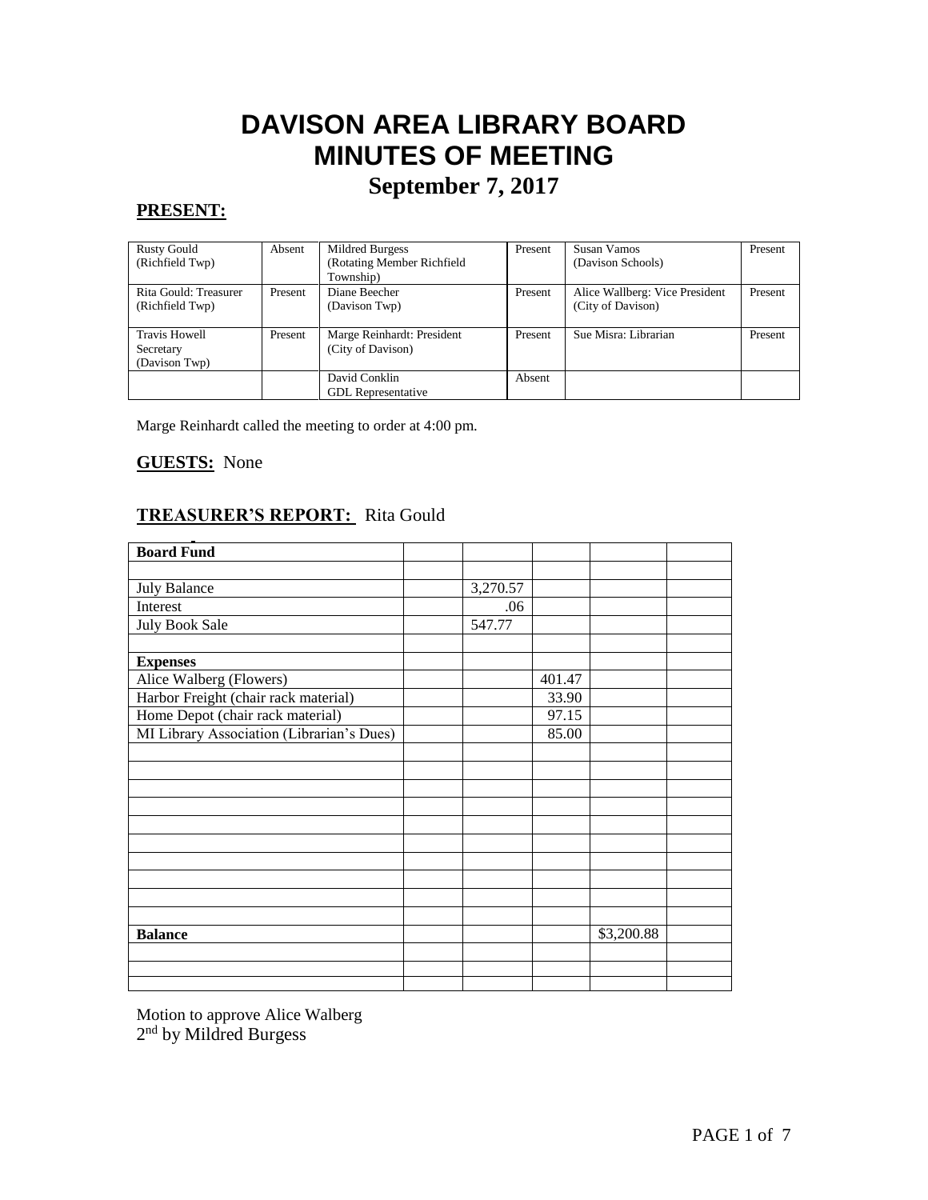# DAVISON AREA LIBRARY BOARD
# MINUTES OF MEETING
## September 7, 2017

**PRESENT:**

| | | | | | |
|---|---|---|---|---|---|
| Rusty Gould (Richfield Twp) | Absent | Mildred Burgess (Rotating Member Richfield Township) | Present | Susan Vamos (Davison Schools) | Present |
| Rita Gould: Treasurer (Richfield Twp) | Present | Diane Beecher (Davison Twp) | Present | Alice Wallberg: Vice President (City of Davison) | Present |
| Travis Howell Secretary (Davison Twp) | Present | Marge Reinhardt: President (City of Davison) | Present | Sue Misra: Librarian | Present |
| | | David Conklin GDL Representative | Absent | | |

Marge Reinhardt called the meeting to order at 4:00 pm.

**GUESTS:** None

**TREASURER'S REPORT:** Rita Gould

| **Board Fund** | | | | | |
|---|---|---|---|---|---|
| | | | | | |
| July Balance | | 3,270.57 | | | |
| Interest | | .06 | | | |
| July Book Sale | | 547.77 | | | |
| | | | | | |
| **Expenses** | | | | | |
| Alice Walberg (Flowers) | | | 401.47 | | |
| Harbor Freight (chair rack material) | | | 33.90 | | |
| Home Depot (chair rack material) | | | 97.15 | | |
| MI Library Association (Librarian's Dues) | | | 85.00 | | |
| | | | | | |
| **Balance** | | | | $3,200.88 | |

Motion to approve Alice Walberg
2nd by Mildred Burgess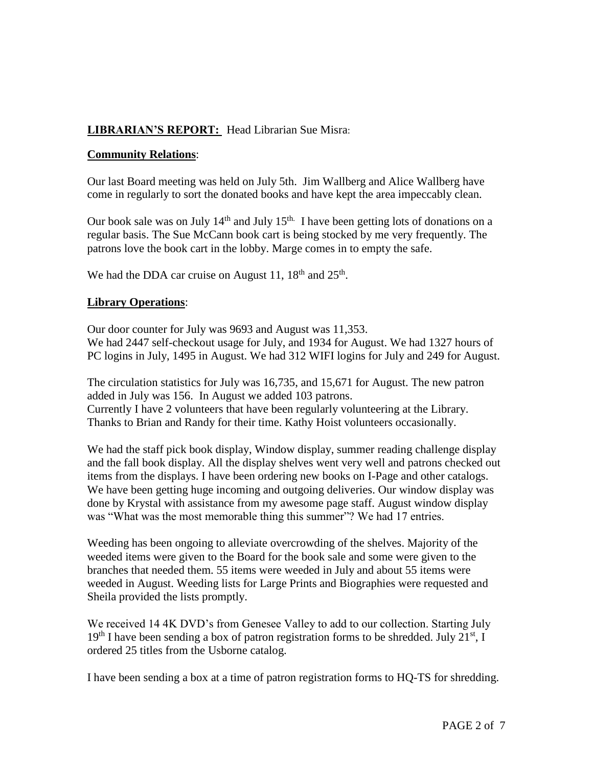**LIBRARIAN'S REPORT:** Head Librarian Sue Misra:

**Community Relations**:

Our last Board meeting was held on July 5th. Jim Wallberg and Alice Wallberg have come in regularly to sort the donated books and have kept the area impeccably clean.

Our book sale was on July 14th and July 15th. I have been getting lots of donations on a regular basis. The Sue McCann book cart is being stocked by me very frequently. The patrons love the book cart in the lobby. Marge comes in to empty the safe.

We had the DDA car cruise on August 11, 18th and 25th.

**Library Operations**:

Our door counter for July was 9693 and August was 11,353.
We had 2447 self-checkout usage for July, and 1934 for August. We had 1327 hours of PC logins in July, 1495 in August. We had 312 WIFI logins for July and 249 for August.

The circulation statistics for July was 16,735, and 15,671 for August. The new patron added in July was 156. In August we added 103 patrons.
Currently I have 2 volunteers that have been regularly volunteering at the Library. Thanks to Brian and Randy for their time. Kathy Hoist volunteers occasionally.

We had the staff pick book display, Window display, summer reading challenge display and the fall book display. All the display shelves went very well and patrons checked out items from the displays. I have been ordering new books on I-Page and other catalogs. We have been getting huge incoming and outgoing deliveries. Our window display was done by Krystal with assistance from my awesome page staff. August window display was "What was the most memorable thing this summer"? We had 17 entries.

Weeding has been ongoing to alleviate overcrowding of the shelves. Majority of the weeded items were given to the Board for the book sale and some were given to the branches that needed them. 55 items were weeded in July and about 55 items were weeded in August. Weeding lists for Large Prints and Biographies were requested and Sheila provided the lists promptly.

We received 14 4K DVD's from Genesee Valley to add to our collection. Starting July 19th I have been sending a box of patron registration forms to be shredded. July 21st, I ordered 25 titles from the Usborne catalog.

I have been sending a box at a time of patron registration forms to HQ-TS for shredding.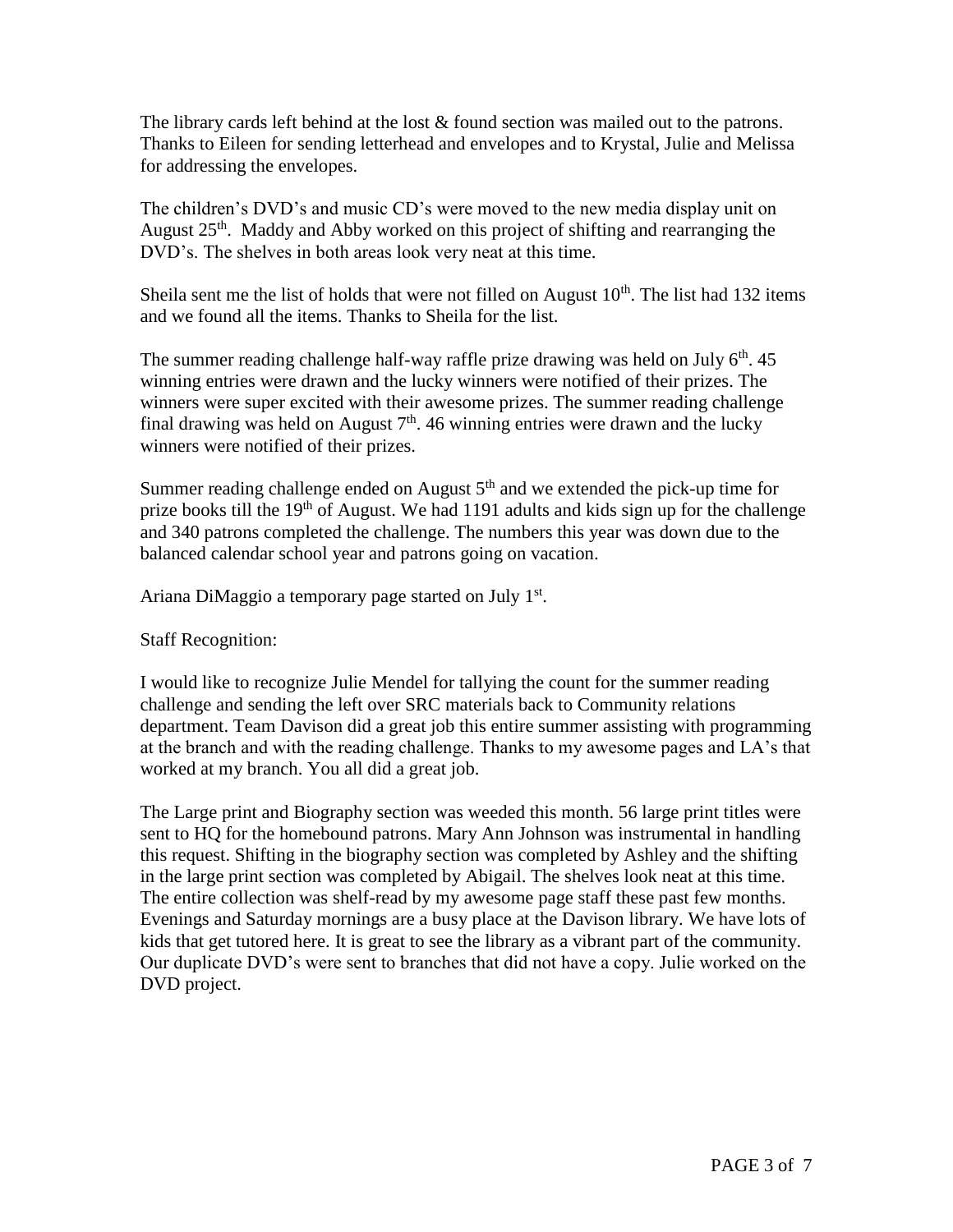The library cards left behind at the lost & found section was mailed out to the patrons. Thanks to Eileen for sending letterhead and envelopes and to Krystal, Julie and Melissa for addressing the envelopes.

The children's DVD's and music CD's were moved to the new media display unit on August 25th. Maddy and Abby worked on this project of shifting and rearranging the DVD's. The shelves in both areas look very neat at this time.

Sheila sent me the list of holds that were not filled on August 10th. The list had 132 items and we found all the items. Thanks to Sheila for the list.

The summer reading challenge half-way raffle prize drawing was held on July 6th. 45 winning entries were drawn and the lucky winners were notified of their prizes. The winners were super excited with their awesome prizes. The summer reading challenge final drawing was held on August 7th. 46 winning entries were drawn and the lucky winners were notified of their prizes.

Summer reading challenge ended on August 5th and we extended the pick-up time for prize books till the 19th of August. We had 1191 adults and kids sign up for the challenge and 340 patrons completed the challenge. The numbers this year was down due to the balanced calendar school year and patrons going on vacation.

Ariana DiMaggio a temporary page started on July 1st.

Staff Recognition:

I would like to recognize Julie Mendel for tallying the count for the summer reading challenge and sending the left over SRC materials back to Community relations department. Team Davison did a great job this entire summer assisting with programming at the branch and with the reading challenge. Thanks to my awesome pages and LA's that worked at my branch. You all did a great job.

The Large print and Biography section was weeded this month. 56 large print titles were sent to HQ for the homebound patrons. Mary Ann Johnson was instrumental in handling this request. Shifting in the biography section was completed by Ashley and the shifting in the large print section was completed by Abigail. The shelves look neat at this time. The entire collection was shelf-read by my awesome page staff these past few months. Evenings and Saturday mornings are a busy place at the Davison library. We have lots of kids that get tutored here. It is great to see the library as a vibrant part of the community. Our duplicate DVD's were sent to branches that did not have a copy. Julie worked on the DVD project.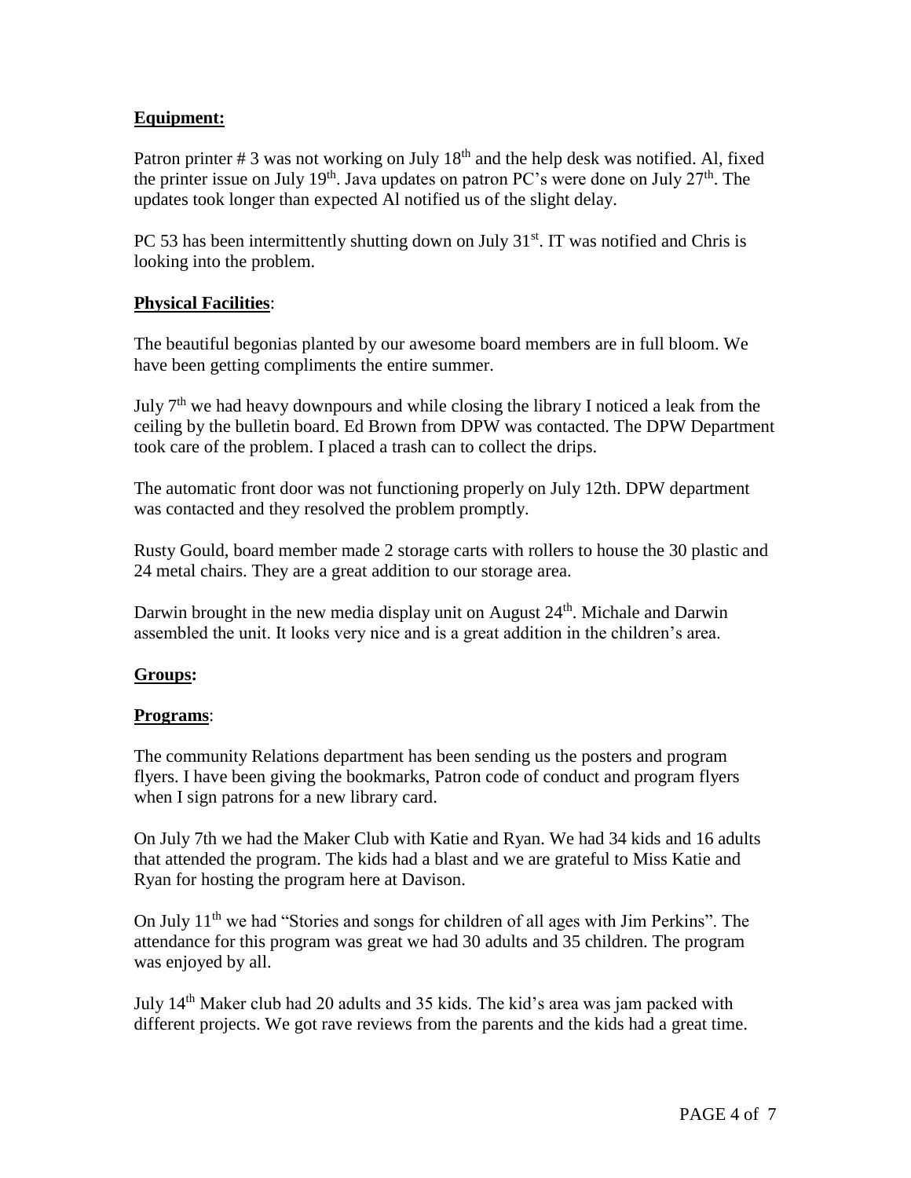**Equipment:**

Patron printer # 3 was not working on July 18th and the help desk was notified. Al, fixed the printer issue on July 19th. Java updates on patron PC's were done on July 27th. The updates took longer than expected Al notified us of the slight delay.

PC 53 has been intermittently shutting down on July 31st. IT was notified and Chris is looking into the problem.

**Physical Facilities**:

The beautiful begonias planted by our awesome board members are in full bloom. We have been getting compliments the entire summer.

July 7th we had heavy downpours and while closing the library I noticed a leak from the ceiling by the bulletin board. Ed Brown from DPW was contacted. The DPW Department took care of the problem. I placed a trash can to collect the drips.

The automatic front door was not functioning properly on July 12th. DPW department was contacted and they resolved the problem promptly.

Rusty Gould, board member made 2 storage carts with rollers to house the 30 plastic and 24 metal chairs. They are a great addition to our storage area.

Darwin brought in the new media display unit on August 24th. Michale and Darwin assembled the unit. It looks very nice and is a great addition in the children's area.

**Groups:**

**Programs**:

The community Relations department has been sending us the posters and program flyers. I have been giving the bookmarks, Patron code of conduct and program flyers when I sign patrons for a new library card.

On July 7th we had the Maker Club with Katie and Ryan. We had 34 kids and 16 adults that attended the program. The kids had a blast and we are grateful to Miss Katie and Ryan for hosting the program here at Davison.

On July 11th we had "Stories and songs for children of all ages with Jim Perkins". The attendance for this program was great we had 30 adults and 35 children. The program was enjoyed by all.

July 14th Maker club had 20 adults and 35 kids. The kid's area was jam packed with different projects. We got rave reviews from the parents and the kids had a great time.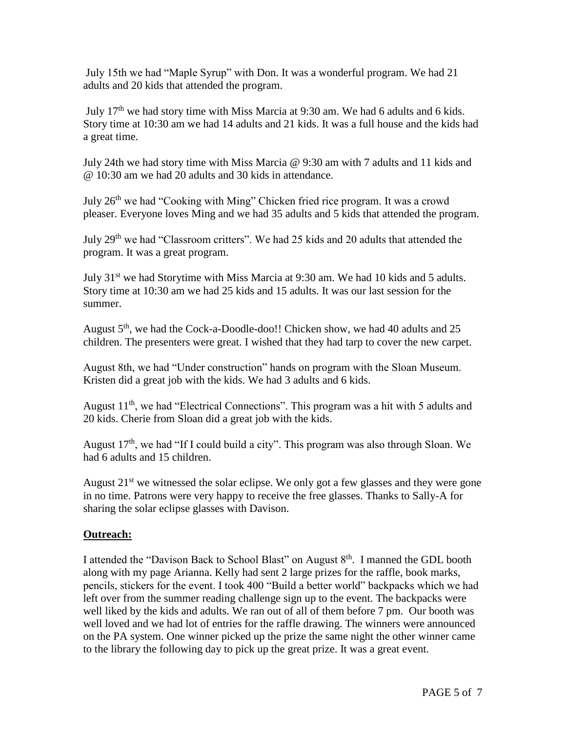July 15th we had "Maple Syrup" with Don. It was a wonderful program. We had 21 adults and 20 kids that attended the program.

July 17th we had story time with Miss Marcia at 9:30 am. We had 6 adults and 6 kids. Story time at 10:30 am we had 14 adults and 21 kids. It was a full house and the kids had a great time.

July 24th we had story time with Miss Marcia @ 9:30 am with 7 adults and 11 kids and @ 10:30 am we had 20 adults and 30 kids in attendance.

July 26th we had "Cooking with Ming" Chicken fried rice program. It was a crowd pleaser. Everyone loves Ming and we had 35 adults and 5 kids that attended the program.

July 29th we had "Classroom critters". We had 25 kids and 20 adults that attended the program. It was a great program.

July 31st we had Storytime with Miss Marcia at 9:30 am. We had 10 kids and 5 adults. Story time at 10:30 am we had 25 kids and 15 adults. It was our last session for the summer.

August 5th, we had the Cock-a-Doodle-doo!! Chicken show, we had 40 adults and 25 children. The presenters were great. I wished that they had tarp to cover the new carpet.

August 8th, we had "Under construction" hands on program with the Sloan Museum. Kristen did a great job with the kids. We had 3 adults and 6 kids.

August 11th, we had "Electrical Connections". This program was a hit with 5 adults and 20 kids. Cherie from Sloan did a great job with the kids.

August 17th, we had "If I could build a city". This program was also through Sloan. We had 6 adults and 15 children.

August 21st we witnessed the solar eclipse. We only got a few glasses and they were gone in no time. Patrons were very happy to receive the free glasses. Thanks to Sally-A for sharing the solar eclipse glasses with Davison.

## **Outreach:**

I attended the "Davison Back to School Blast" on August 8th. I manned the GDL booth along with my page Arianna. Kelly had sent 2 large prizes for the raffle, book marks, pencils, stickers for the event. I took 400 "Build a better world" backpacks which we had left over from the summer reading challenge sign up to the event. The backpacks were well liked by the kids and adults. We ran out of all of them before 7 pm. Our booth was well loved and we had lot of entries for the raffle drawing. The winners were announced on the PA system. One winner picked up the prize the same night the other winner came to the library the following day to pick up the great prize. It was a great event.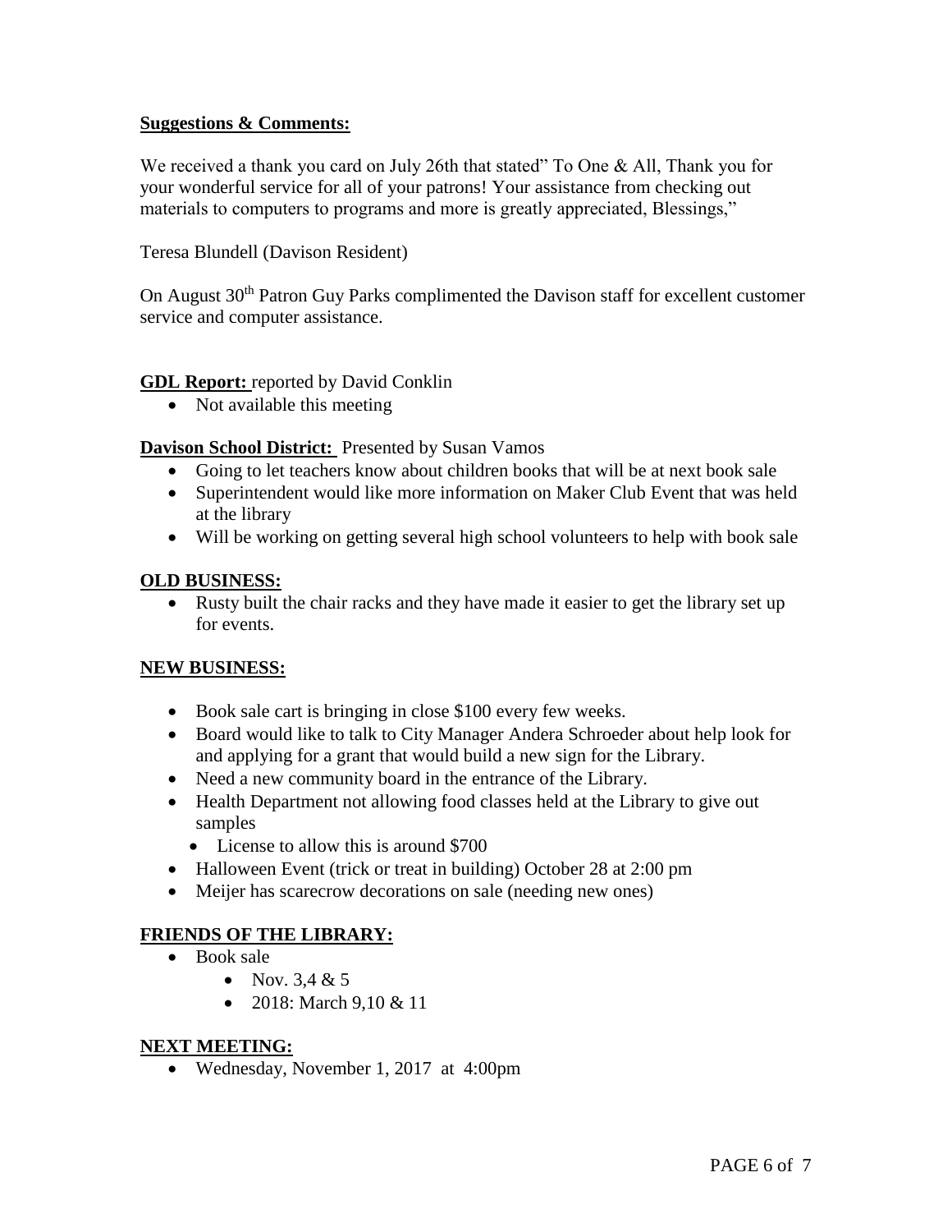**Suggestions & Comments:**

We received a thank you card on July 26th that stated" To One & All, Thank you for your wonderful service for all of your patrons! Your assistance from checking out materials to computers to programs and more is greatly appreciated, Blessings,"

Teresa Blundell (Davison Resident)

On August 30th Patron Guy Parks complimented the Davison staff for excellent customer service and computer assistance.

**GDL Report:** reported by David Conklin

- Not available this meeting

**Davison School District:** Presented by Susan Vamos

- Going to let teachers know about children books that will be at next book sale
- Superintendent would like more information on Maker Club Event that was held at the library
- Will be working on getting several high school volunteers to help with book sale

**OLD BUSINESS:**

- Rusty built the chair racks and they have made it easier to get the library set up for events.

**NEW BUSINESS:**

- Book sale cart is bringing in close $100 every few weeks.
- Board would like to talk to City Manager Andera Schroeder about help look for and applying for a grant that would build a new sign for the Library.
- Need a new community board in the entrance of the Library.
- Health Department not allowing food classes held at the Library to give out samples
  - License to allow this is around $700
- Halloween Event (trick or treat in building) October 28 at 2:00 pm
- Meijer has scarecrow decorations on sale (needing new ones)

**FRIENDS OF THE LIBRARY:**

- Book sale
  - Nov. 3,4 & 5
  - 2018: March 9,10 & 11

**NEXT MEETING:**

- Wednesday, November 1, 2017 at 4:00pm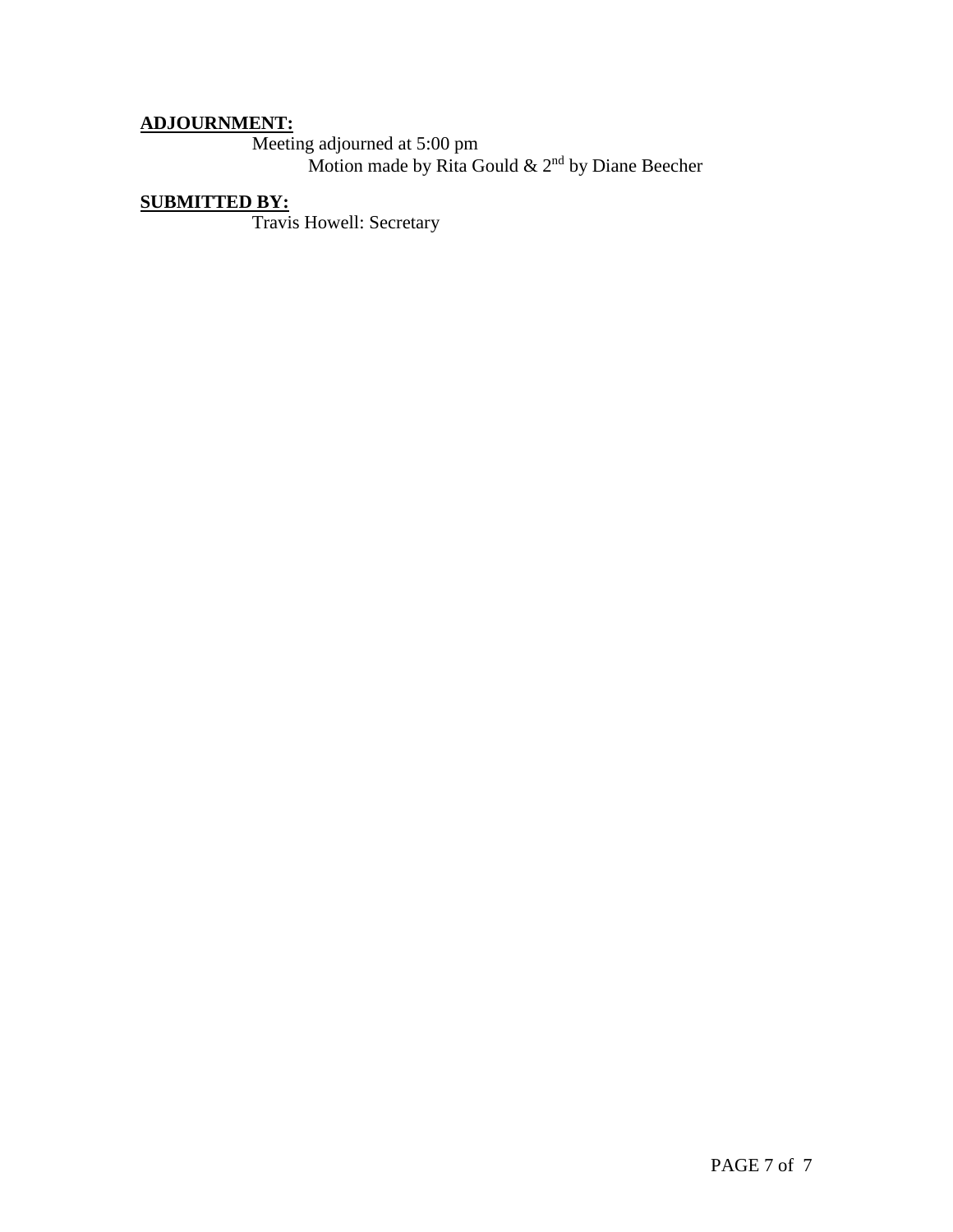**ADJOURNMENT:**

Meeting adjourned at 5:00 pm

Motion made by Rita Gould & $2^{nd}$ by Diane Beecher

**SUBMITTED BY:**

Travis Howell: Secretary